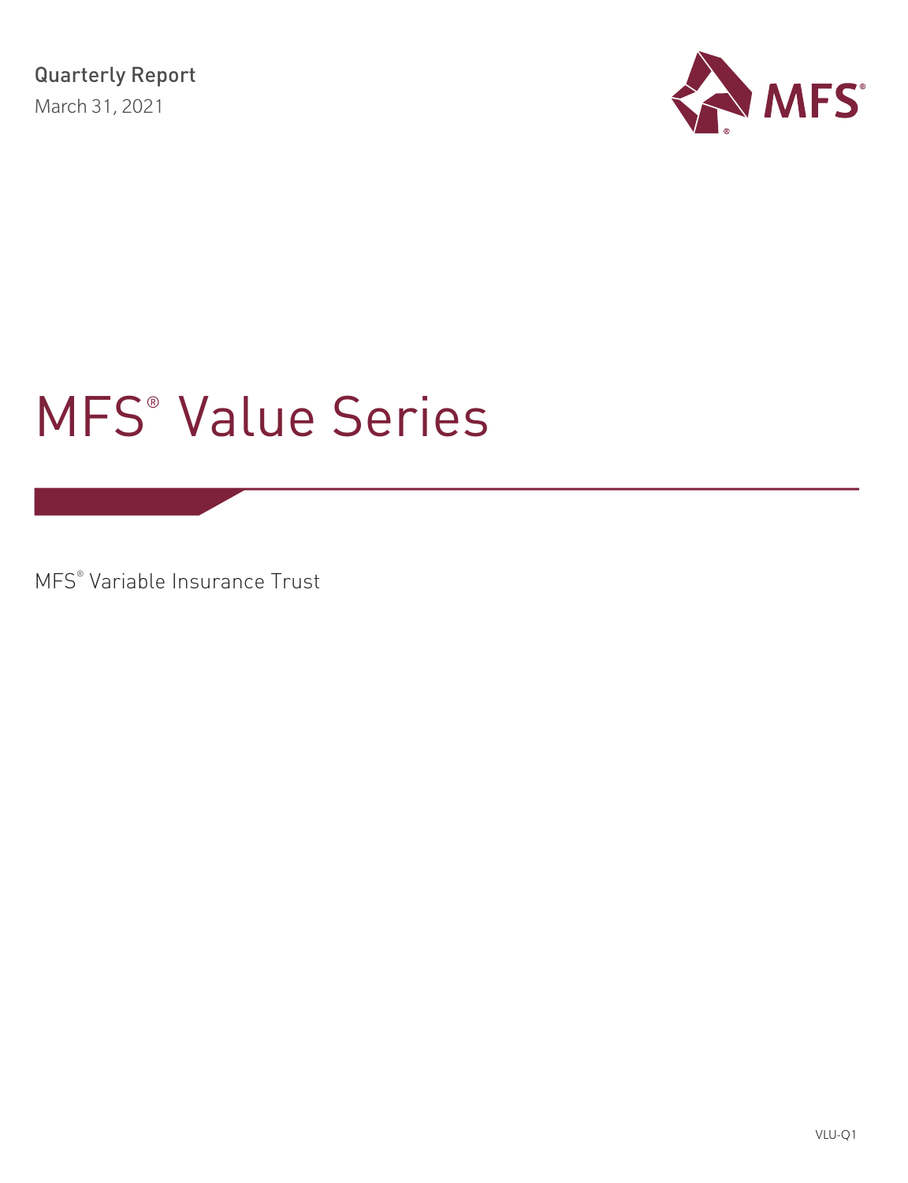Quarterly Report

March 31, 2021

# MFS® Value Series

MFS® Variable Insurance Trust

VLU-Q1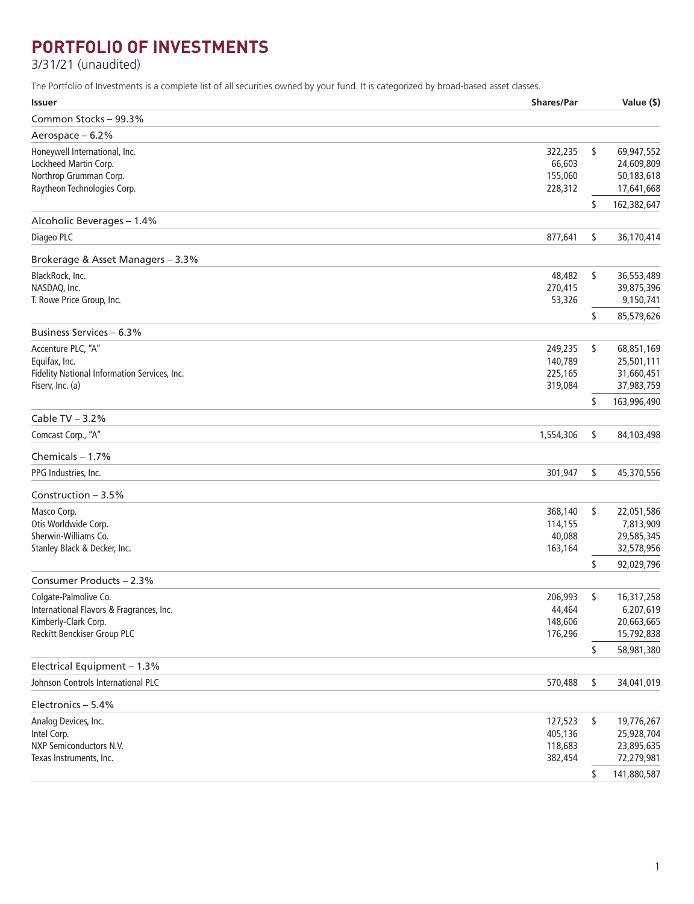# PORTFOLIO OF INVESTMENTS

3/31/21 (unaudited)

The Portfolio of Investments is a complete list of all securities owned by your fund. It is categorized by broad-based asset classes.

| Issuer | Shares/Par | | Value ($) |
|---|---|---|---|
| **Common Stocks – 99.3%** | | | |
| **Aerospace – 6.2%** | | | |
| Honeywell International, Inc. | 322,235 | $ | 69,947,552 |
| Lockheed Martin Corp. | 66,603 | | 24,609,809 |
| Northrop Grumman Corp. | 155,060 | | 50,183,618 |
| Raytheon Technologies Corp. | 228,312 | | 17,641,668 |
| | | $ | 162,382,647 |
| **Alcoholic Beverages – 1.4%** | | | |
| Diageo PLC | 877,641 | $ | 36,170,414 |
| **Brokerage & Asset Managers – 3.3%** | | | |
| BlackRock, Inc. | 48,482 | $ | 36,553,489 |
| NASDAQ, Inc. | 270,415 | | 39,875,396 |
| T. Rowe Price Group, Inc. | 53,326 | | 9,150,741 |
| | | $ | 85,579,626 |
| **Business Services – 6.3%** | | | |
| Accenture PLC, "A" | 249,235 | $ | 68,851,169 |
| Equifax, Inc. | 140,789 | | 25,501,111 |
| Fidelity National Information Services, Inc. | 225,165 | | 31,660,451 |
| Fiserv, Inc. (a) | 319,084 | | 37,983,759 |
| | | $ | 163,996,490 |
| **Cable TV – 3.2%** | | | |
| Comcast Corp., "A" | 1,554,306 | $ | 84,103,498 |
| **Chemicals – 1.7%** | | | |
| PPG Industries, Inc. | 301,947 | $ | 45,370,556 |
| **Construction – 3.5%** | | | |
| Masco Corp. | 368,140 | $ | 22,051,586 |
| Otis Worldwide Corp. | 114,155 | | 7,813,909 |
| Sherwin-Williams Co. | 40,088 | | 29,585,345 |
| Stanley Black & Decker, Inc. | 163,164 | | 32,578,956 |
| | | $ | 92,029,796 |
| **Consumer Products – 2.3%** | | | |
| Colgate-Palmolive Co. | 206,993 | $ | 16,317,258 |
| International Flavors & Fragrances, Inc. | 44,464 | | 6,207,619 |
| Kimberly-Clark Corp. | 148,606 | | 20,663,665 |
| Reckitt Benckiser Group PLC | 176,296 | | 15,792,838 |
| | | $ | 58,981,380 |
| **Electrical Equipment – 1.3%** | | | |
| Johnson Controls International PLC | 570,488 | $ | 34,041,019 |
| **Electronics – 5.4%** | | | |
| Analog Devices, Inc. | 127,523 | $ | 19,776,267 |
| Intel Corp. | 405,136 | | 25,928,704 |
| NXP Semiconductors N.V. | 118,683 | | 23,895,635 |
| Texas Instruments, Inc. | 382,454 | | 72,279,981 |
| | | $ | 141,880,587 |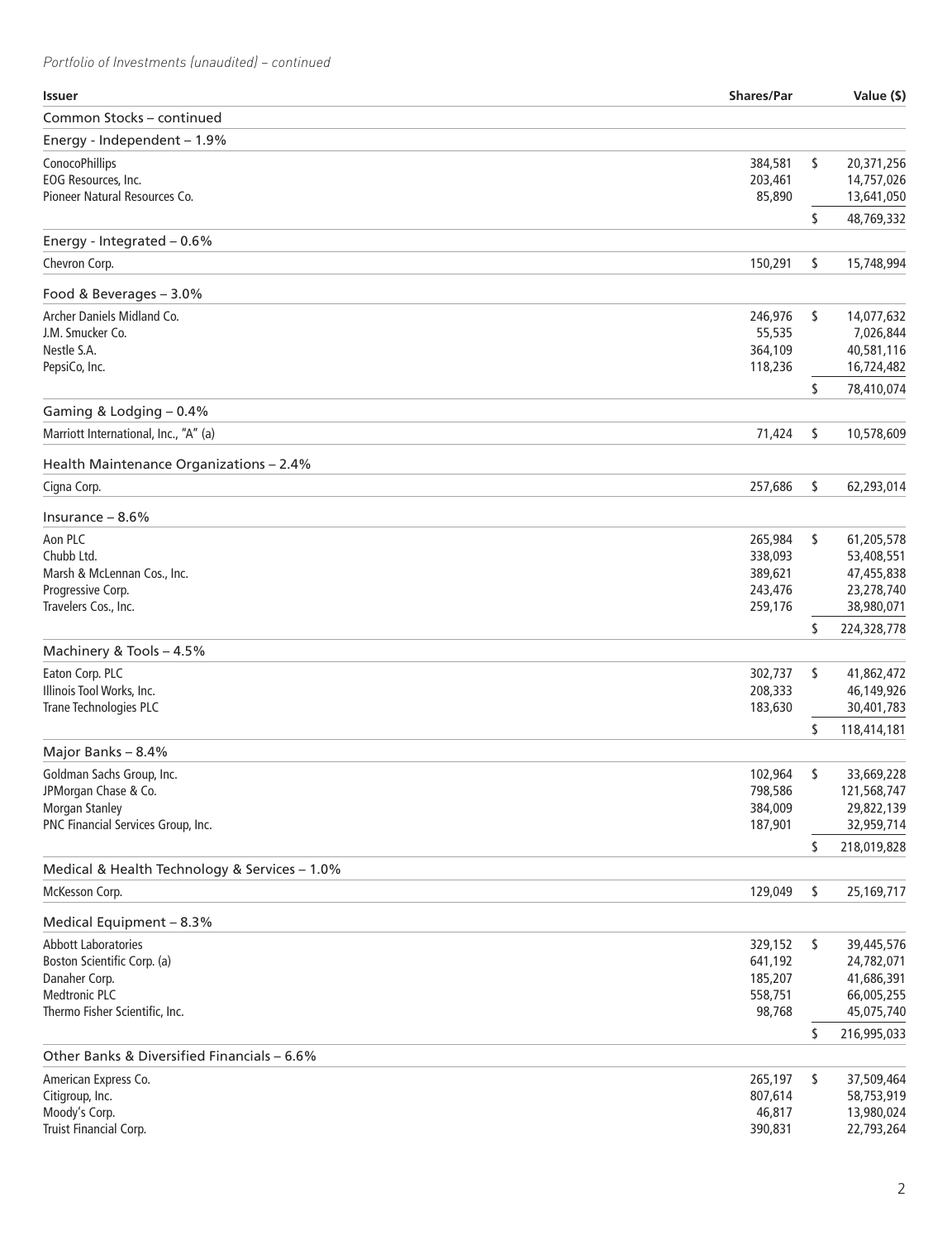*Portfolio of Investments (unaudited) – continued*

| Issuer | Shares/Par | Value ($) |
|---|---|---|
| **Common Stocks – continued** | | |
| **Energy - Independent – 1.9%** | | |
| ConocoPhillips | 384,581 | $ 20,371,256 |
| EOG Resources, Inc. | 203,461 | 14,757,026 |
| Pioneer Natural Resources Co. | 85,890 | 13,641,050 |
| | | $ 48,769,332 |
| **Energy - Integrated – 0.6%** | | |
| Chevron Corp. | 150,291 | $ 15,748,994 |
| **Food & Beverages – 3.0%** | | |
| Archer Daniels Midland Co. | 246,976 | $ 14,077,632 |
| J.M. Smucker Co. | 55,535 | 7,026,844 |
| Nestle S.A. | 364,109 | 40,581,116 |
| PepsiCo, Inc. | 118,236 | 16,724,482 |
| | | $ 78,410,074 |
| **Gaming & Lodging – 0.4%** | | |
| Marriott International, Inc., "A" (a) | 71,424 | $ 10,578,609 |
| **Health Maintenance Organizations – 2.4%** | | |
| Cigna Corp. | 257,686 | $ 62,293,014 |
| **Insurance – 8.6%** | | |
| Aon PLC | 265,984 | $ 61,205,578 |
| Chubb Ltd. | 338,093 | 53,408,551 |
| Marsh & McLennan Cos., Inc. | 389,621 | 47,455,838 |
| Progressive Corp. | 243,476 | 23,278,740 |
| Travelers Cos., Inc. | 259,176 | 38,980,071 |
| | | $ 224,328,778 |
| **Machinery & Tools – 4.5%** | | |
| Eaton Corp. PLC | 302,737 | $ 41,862,472 |
| Illinois Tool Works, Inc. | 208,333 | 46,149,926 |
| Trane Technologies PLC | 183,630 | 30,401,783 |
| | | $ 118,414,181 |
| **Major Banks – 8.4%** | | |
| Goldman Sachs Group, Inc. | 102,964 | $ 33,669,228 |
| JPMorgan Chase & Co. | 798,586 | 121,568,747 |
| Morgan Stanley | 384,009 | 29,822,139 |
| PNC Financial Services Group, Inc. | 187,901 | 32,959,714 |
| | | $ 218,019,828 |
| **Medical & Health Technology & Services – 1.0%** | | |
| McKesson Corp. | 129,049 | $ 25,169,717 |
| **Medical Equipment – 8.3%** | | |
| Abbott Laboratories | 329,152 | $ 39,445,576 |
| Boston Scientific Corp. (a) | 641,192 | 24,782,071 |
| Danaher Corp. | 185,207 | 41,686,391 |
| Medtronic PLC | 558,751 | 66,005,255 |
| Thermo Fisher Scientific, Inc. | 98,768 | 45,075,740 |
| | | $ 216,995,033 |
| **Other Banks & Diversified Financials – 6.6%** | | |
| American Express Co. | 265,197 | $ 37,509,464 |
| Citigroup, Inc. | 807,614 | 58,753,919 |
| Moody's Corp. | 46,817 | 13,980,024 |
| Truist Financial Corp. | 390,831 | 22,793,264 |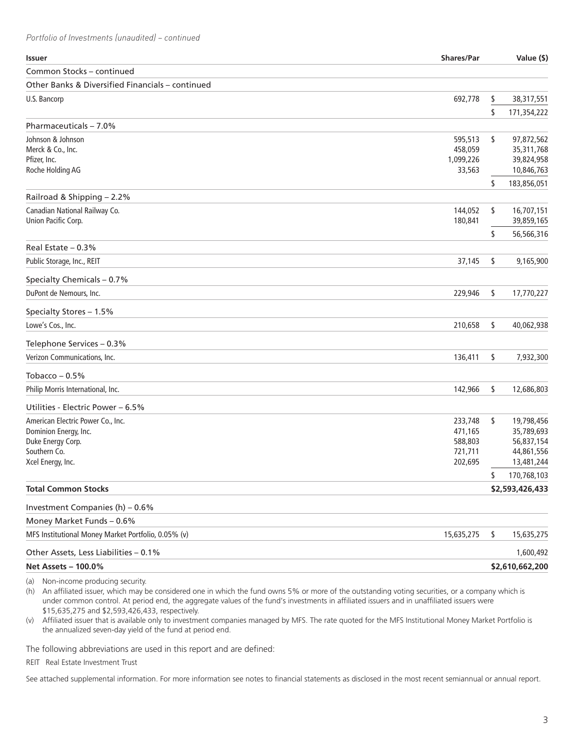*Portfolio of Investments (unaudited) – continued*

| Issuer | Shares/Par | | Value ($) |
|---|---|---|---|
| Common Stocks – continued | | | |
| Other Banks & Diversified Financials – continued | | | |
| U.S. Bancorp | 692,778 | $ | 38,317,551 |
| | | $ | 171,354,222 |
| Pharmaceuticals – 7.0% | | | |
| Johnson & Johnson | 595,513 | $ | 97,872,562 |
| Merck & Co., Inc. | 458,059 | | 35,311,768 |
| Pfizer, Inc. | 1,099,226 | | 39,824,958 |
| Roche Holding AG | 33,563 | | 10,846,763 |
| | | $ | 183,856,051 |
| Railroad & Shipping – 2.2% | | | |
| Canadian National Railway Co. | 144,052 | $ | 16,707,151 |
| Union Pacific Corp. | 180,841 | | 39,859,165 |
| | | $ | 56,566,316 |
| Real Estate – 0.3% | | | |
| Public Storage, Inc., REIT | 37,145 | $ | 9,165,900 |
| Specialty Chemicals – 0.7% | | | |
| DuPont de Nemours, Inc. | 229,946 | $ | 17,770,227 |
| Specialty Stores – 1.5% | | | |
| Lowe's Cos., Inc. | 210,658 | $ | 40,062,938 |
| Telephone Services – 0.3% | | | |
| Verizon Communications, Inc. | 136,411 | $ | 7,932,300 |
| Tobacco – 0.5% | | | |
| Philip Morris International, Inc. | 142,966 | $ | 12,686,803 |
| Utilities - Electric Power – 6.5% | | | |
| American Electric Power Co., Inc. | 233,748 | $ | 19,798,456 |
| Dominion Energy, Inc. | 471,165 | | 35,789,693 |
| Duke Energy Corp. | 588,803 | | 56,837,154 |
| Southern Co. | 721,711 | | 44,861,556 |
| Xcel Energy, Inc. | 202,695 | | 13,481,244 |
| | | $ | 170,768,103 |
| **Total Common Stocks** | | | **$2,593,426,433** |
| Investment Companies (h) – 0.6% | | | |
| Money Market Funds – 0.6% | | | |
| MFS Institutional Money Market Portfolio, 0.05% (v) | 15,635,275 | $ | 15,635,275 |
| Other Assets, Less Liabilities – 0.1% | | | 1,600,492 |
| **Net Assets – 100.0%** | | | **$2,610,662,200** |

(a) Non-income producing security.

(h) An affiliated issuer, which may be considered one in which the fund owns 5% or more of the outstanding voting securities, or a company which is under common control. At period end, the aggregate values of the fund's investments in affiliated issuers and in unaffiliated issuers were $15,635,275 and $2,593,426,433, respectively.

(v) Affiliated issuer that is available only to investment companies managed by MFS. The rate quoted for the MFS Institutional Money Market Portfolio is the annualized seven-day yield of the fund at period end.

The following abbreviations are used in this report and are defined:

REIT Real Estate Investment Trust

See attached supplemental information. For more information see notes to financial statements as disclosed in the most recent semiannual or annual report.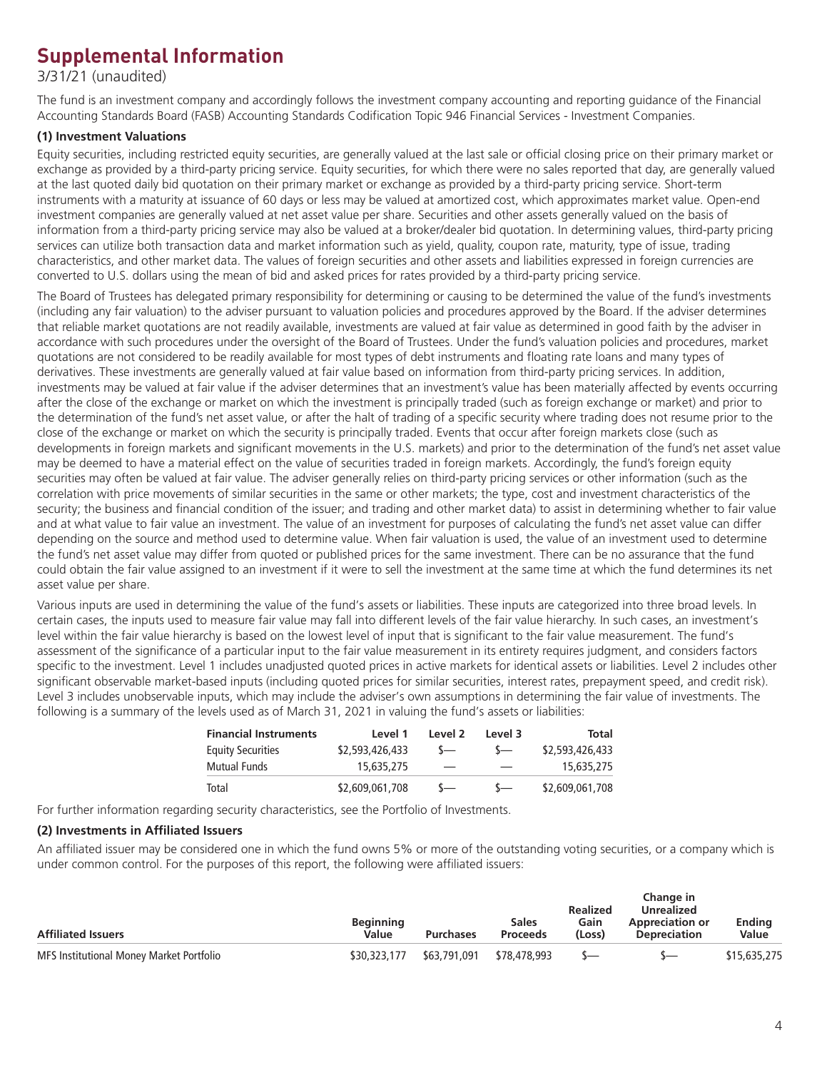# Supplemental Information

3/31/21 (unaudited)

The fund is an investment company and accordingly follows the investment company accounting and reporting guidance of the Financial Accounting Standards Board (FASB) Accounting Standards Codification Topic 946 Financial Services - Investment Companies.

**(1) Investment Valuations**

Equity securities, including restricted equity securities, are generally valued at the last sale or official closing price on their primary market or exchange as provided by a third-party pricing service. Equity securities, for which there were no sales reported that day, are generally valued at the last quoted daily bid quotation on their primary market or exchange as provided by a third-party pricing service. Short-term instruments with a maturity at issuance of 60 days or less may be valued at amortized cost, which approximates market value. Open-end investment companies are generally valued at net asset value per share. Securities and other assets generally valued on the basis of information from a third-party pricing service may also be valued at a broker/dealer bid quotation. In determining values, third-party pricing services can utilize both transaction data and market information such as yield, quality, coupon rate, maturity, type of issue, trading characteristics, and other market data. The values of foreign securities and other assets and liabilities expressed in foreign currencies are converted to U.S. dollars using the mean of bid and asked prices for rates provided by a third-party pricing service.

The Board of Trustees has delegated primary responsibility for determining or causing to be determined the value of the fund's investments (including any fair valuation) to the adviser pursuant to valuation policies and procedures approved by the Board. If the adviser determines that reliable market quotations are not readily available, investments are valued at fair value as determined in good faith by the adviser in accordance with such procedures under the oversight of the Board of Trustees. Under the fund's valuation policies and procedures, market quotations are not considered to be readily available for most types of debt instruments and floating rate loans and many types of derivatives. These investments are generally valued at fair value based on information from third-party pricing services. In addition, investments may be valued at fair value if the adviser determines that an investment's value has been materially affected by events occurring after the close of the exchange or market on which the investment is principally traded (such as foreign exchange or market) and prior to the determination of the fund's net asset value, or after the halt of trading of a specific security where trading does not resume prior to the close of the exchange or market on which the security is principally traded. Events that occur after foreign markets close (such as developments in foreign markets and significant movements in the U.S. markets) and prior to the determination of the fund's net asset value may be deemed to have a material effect on the value of securities traded in foreign markets. Accordingly, the fund's foreign equity securities may often be valued at fair value. The adviser generally relies on third-party pricing services or other information (such as the correlation with price movements of similar securities in the same or other markets; the type, cost and investment characteristics of the security; the business and financial condition of the issuer; and trading and other market data) to assist in determining whether to fair value and at what value to fair value an investment. The value of an investment for purposes of calculating the fund's net asset value can differ depending on the source and method used to determine value. When fair valuation is used, the value of an investment used to determine the fund's net asset value may differ from quoted or published prices for the same investment. There can be no assurance that the fund could obtain the fair value assigned to an investment if it were to sell the investment at the same time at which the fund determines its net asset value per share.

Various inputs are used in determining the value of the fund's assets or liabilities. These inputs are categorized into three broad levels. In certain cases, the inputs used to measure fair value may fall into different levels of the fair value hierarchy. In such cases, an investment's level within the fair value hierarchy is based on the lowest level of input that is significant to the fair value measurement. The fund's assessment of the significance of a particular input to the fair value measurement in its entirety requires judgment, and considers factors specific to the investment. Level 1 includes unadjusted quoted prices in active markets for identical assets or liabilities. Level 2 includes other significant observable market-based inputs (including quoted prices for similar securities, interest rates, prepayment speed, and credit risk). Level 3 includes unobservable inputs, which may include the adviser's own assumptions in determining the fair value of investments. The following is a summary of the levels used as of March 31, 2021 in valuing the fund's assets or liabilities:

| Financial Instruments | Level 1 | Level 2 | Level 3 | Total |
|---|---|---|---|---|
| Equity Securities | $2,593,426,433 | $— | $— | $2,593,426,433 |
| Mutual Funds | 15,635,275 | — | — | 15,635,275 |
| Total | $2,609,061,708 | $— | $— | $2,609,061,708 |

For further information regarding security characteristics, see the Portfolio of Investments.

**(2) Investments in Affiliated Issuers**

An affiliated issuer may be considered one in which the fund owns 5% or more of the outstanding voting securities, or a company which is under common control. For the purposes of this report, the following were affiliated issuers:

| Affiliated Issuers | Beginning Value | Purchases | Sales Proceeds | Realized Gain (Loss) | Change in Unrealized Appreciation or Depreciation | Ending Value |
|---|---|---|---|---|---|---|
| MFS Institutional Money Market Portfolio | $30,323,177 | $63,791,091 | $78,478,993 | $— | $— | $15,635,275 |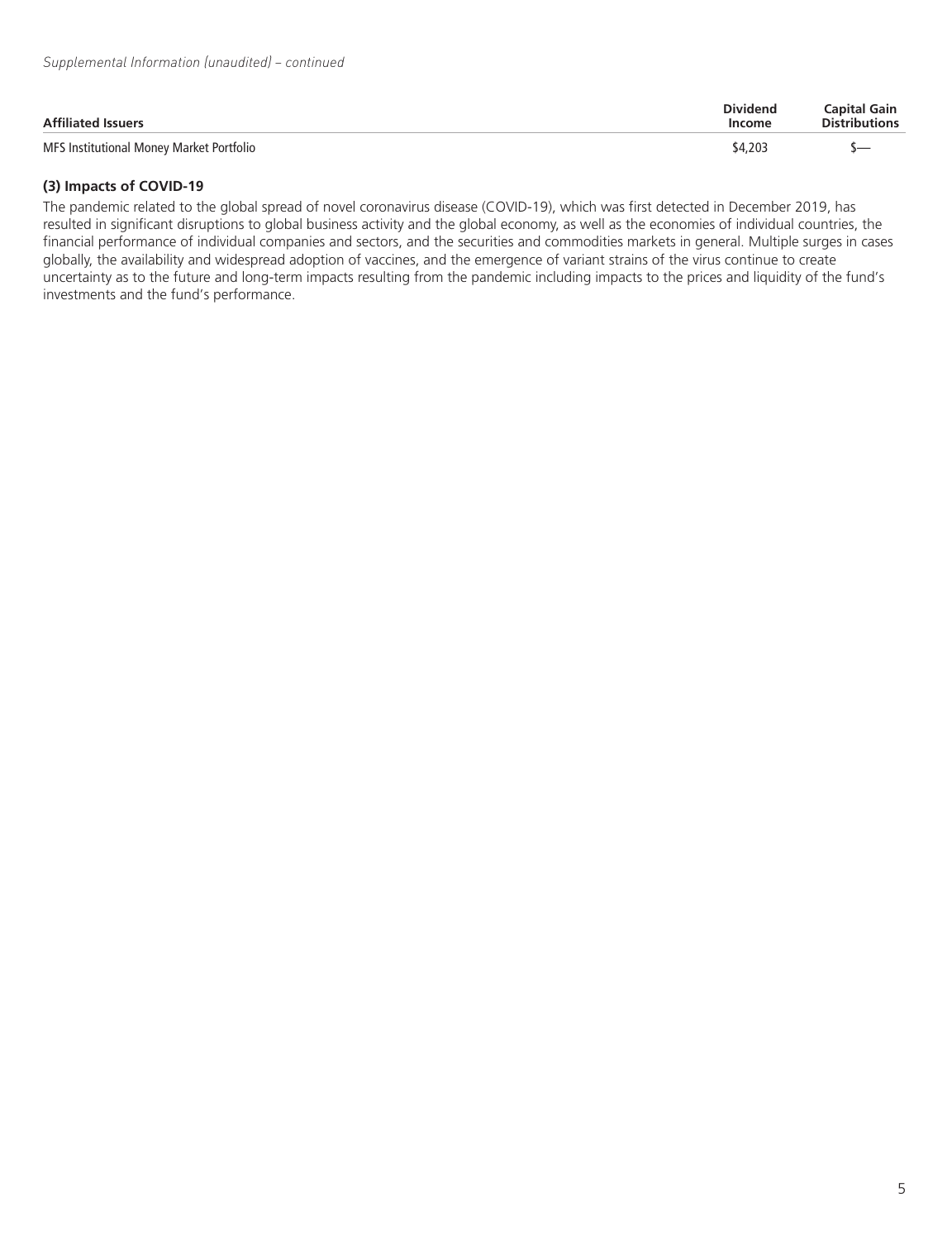*Supplemental Information (unaudited) – continued*

| Affiliated Issuers | Dividend Income | Capital Gain Distributions |
|---|---|---|
| MFS Institutional Money Market Portfolio | $4,203 | $— |

### (3) Impacts of COVID-19

The pandemic related to the global spread of novel coronavirus disease (COVID-19), which was first detected in December 2019, has resulted in significant disruptions to global business activity and the global economy, as well as the economies of individual countries, the financial performance of individual companies and sectors, and the securities and commodities markets in general. Multiple surges in cases globally, the availability and widespread adoption of vaccines, and the emergence of variant strains of the virus continue to create uncertainty as to the future and long-term impacts resulting from the pandemic including impacts to the prices and liquidity of the fund's investments and the fund's performance.